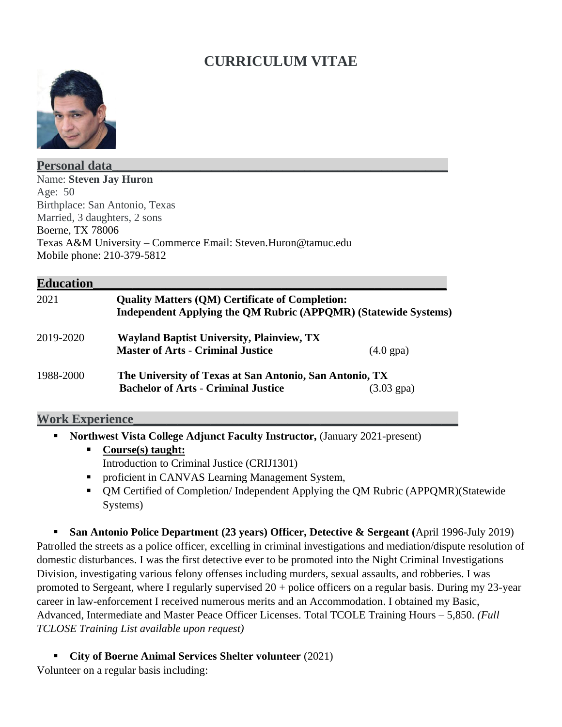# CURRICULUM VITAE

## Personal data

Name: **Steven Jay Huron**
Age: 50
Birthplace: San Antonio, Texas
Married, 3 daughters, 2 sons
Boerne, TX 78006
Texas A&M University – Commerce Email: Steven.Huron@tamuc.edu
Mobile phone: 210-379-5812

## Education

| | | |
|---|---|---|
| 2021 | **Quality Matters (QM) Certificate of Completion: Independent Applying the QM Rubric (APPQMR) (Statewide Systems)** | |
| 2019-2020 | **Wayland Baptist University, Plainview, TX** **Master of Arts - Criminal Justice** | (4.0 gpa) |
| 1988-2000 | **The University of Texas at San Antonio, San Antonio, TX** **Bachelor of Arts - Criminal Justice** | (3.03 gpa) |

## Work Experience

- **Northwest Vista College Adjunct Faculty Instructor,** (January 2021-present)
  - **Course(s) taught:**
    Introduction to Criminal Justice (CRIJ1301)
  - proficient in CANVAS Learning Management System,
  - QM Certified of Completion/ Independent Applying the QM Rubric (APPQMR)(Statewide Systems)

- **San Antonio Police Department (23 years) Officer, Detective & Sergeant (**April 1996-July 2019)

Patrolled the streets as a police officer, excelling in criminal investigations and mediation/dispute resolution of domestic disturbances. I was the first detective ever to be promoted into the Night Criminal Investigations Division, investigating various felony offenses including murders, sexual assaults, and robberies. I was promoted to Sergeant, where I regularly supervised 20 + police officers on a regular basis. During my 23-year career in law-enforcement I received numerous merits and an Accommodation. I obtained my Basic, Advanced, Intermediate and Master Peace Officer Licenses. Total TCOLE Training Hours – 5,850. *(Full TCLOSE Training List available upon request)*

- **City of Boerne Animal Services Shelter volunteer** (2021)

Volunteer on a regular basis including: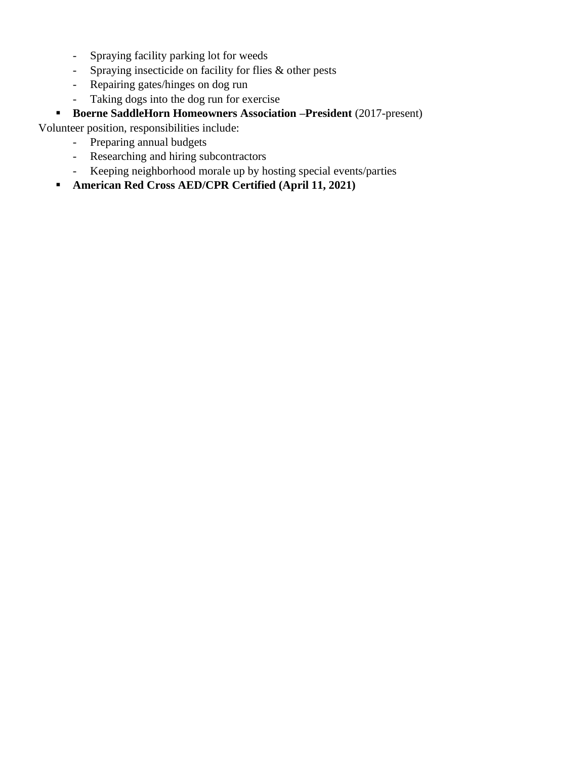- Spraying facility parking lot for weeds
- Spraying insecticide on facility for flies & other pests
- Repairing gates/hinges on dog run
- Taking dogs into the dog run for exercise

- **Boerne SaddleHorn Homeowners Association –President** (2017-present)

Volunteer position, responsibilities include:

- Preparing annual budgets
- Researching and hiring subcontractors
- Keeping neighborhood morale up by hosting special events/parties

- **American Red Cross AED/CPR Certified (April 11, 2021)**